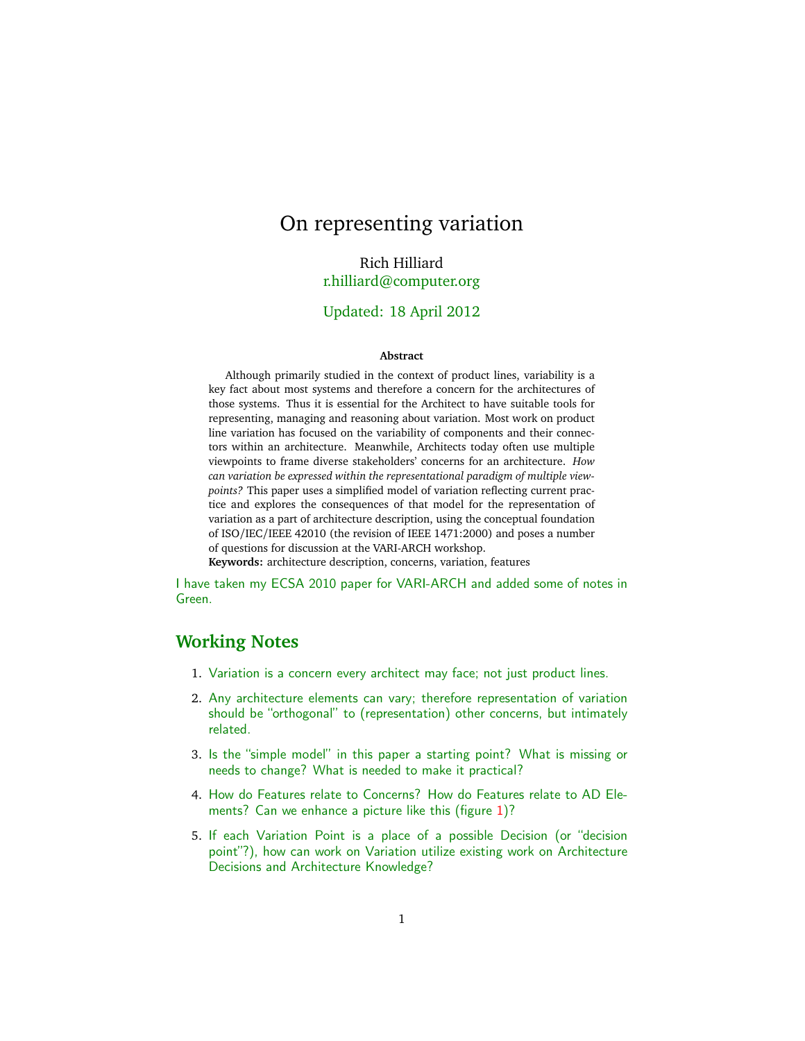# On representing variation

Rich Hilliard
r.hilliard@computer.org

Updated: 18 April 2012

**Abstract**

Although primarily studied in the context of product lines, variability is a key fact about most systems and therefore a concern for the architectures of those systems. Thus it is essential for the Architect to have suitable tools for representing, managing and reasoning about variation. Most work on product line variation has focused on the variability of components and their connectors within an architecture. Meanwhile, Architects today often use multiple viewpoints to frame diverse stakeholders' concerns for an architecture. *How can variation be expressed within the representational paradigm of multiple viewpoints?* This paper uses a simplified model of variation reflecting current practice and explores the consequences of that model for the representation of variation as a part of architecture description, using the conceptual foundation of ISO/IEC/IEEE 42010 (the revision of IEEE 1471:2000) and poses a number of questions for discussion at the VARI-ARCH workshop.

**Keywords:** architecture description, concerns, variation, features

I have taken my ECSA 2010 paper for VARI-ARCH and added some of notes in Green.

## Working Notes

1. Variation is a concern every architect may face; not just product lines.
2. Any architecture elements can vary; therefore representation of variation should be "orthogonal" to (representation) other concerns, but intimately related.
3. Is the "simple model" in this paper a starting point? What is missing or needs to change? What is needed to make it practical?
4. How do Features relate to Concerns? How do Features relate to AD Elements? Can we enhance a picture like this (figure 1)?
5. If each Variation Point is a place of a possible Decision (or "decision point"?), how can work on Variation utilize existing work on Architecture Decisions and Architecture Knowledge?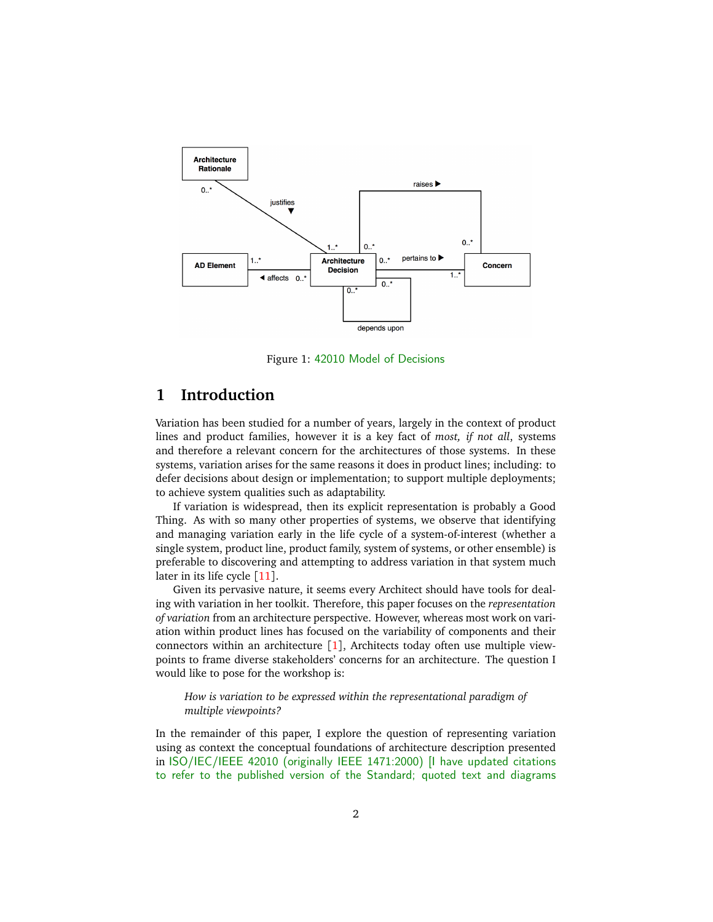Figure 1: 42010 Model of Decisions

## 1 Introduction

Variation has been studied for a number of years, largely in the context of product lines and product families, however it is a key fact of *most, if not all*, systems and therefore a relevant concern for the architectures of those systems. In these systems, variation arises for the same reasons it does in product lines; including: to defer decisions about design or implementation; to support multiple deployments; to achieve system qualities such as adaptability.

If variation is widespread, then its explicit representation is probably a Good Thing. As with so many other properties of systems, we observe that identifying and managing variation early in the life cycle of a system-of-interest (whether a single system, product line, product family, system of systems, or other ensemble) is preferable to discovering and attempting to address variation in that system much later in its life cycle [11].

Given its pervasive nature, it seems every Architect should have tools for dealing with variation in her toolkit. Therefore, this paper focuses on the *representation of variation* from an architecture perspective. However, whereas most work on variation within product lines has focused on the variability of components and their connectors within an architecture [1], Architects today often use multiple viewpoints to frame diverse stakeholders' concerns for an architecture. The question I would like to pose for the workshop is:

> *How is variation to be expressed within the representational paradigm of multiple viewpoints?*

In the remainder of this paper, I explore the question of representing variation using as context the conceptual foundations of architecture description presented in ISO/IEC/IEEE 42010 (originally IEEE 1471:2000) [I have updated citations to refer to the published version of the Standard; quoted text and diagrams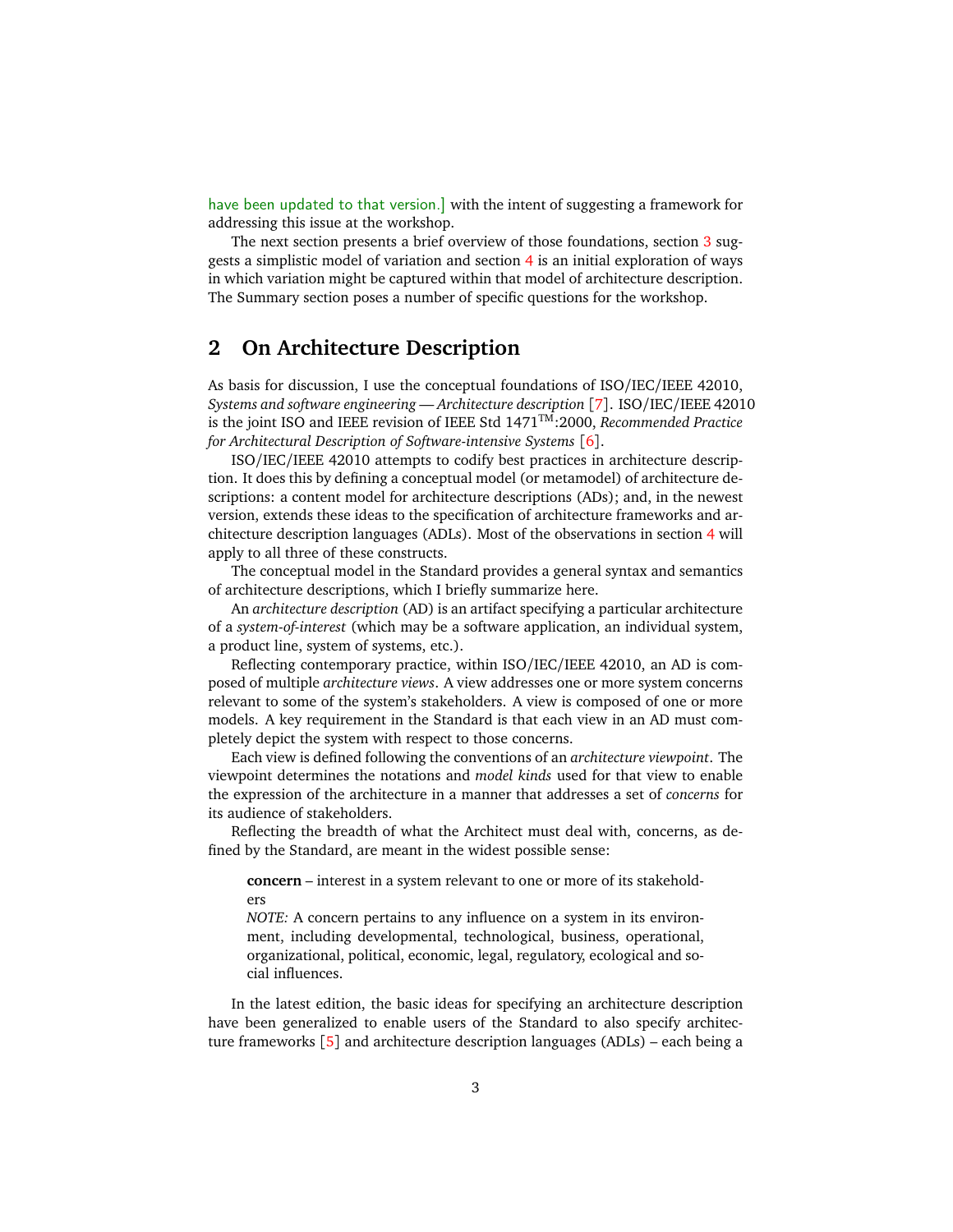have been updated to that version.] with the intent of suggesting a framework for addressing this issue at the workshop.

The next section presents a brief overview of those foundations, section 3 suggests a simplistic model of variation and section 4 is an initial exploration of ways in which variation might be captured within that model of architecture description. The Summary section poses a number of specific questions for the workshop.

## 2 On Architecture Description

As basis for discussion, I use the conceptual foundations of ISO/IEC/IEEE 42010, *Systems and software engineering — Architecture description* [7]. ISO/IEC/IEEE 42010 is the joint ISO and IEEE revision of IEEE Std 1471™:2000, *Recommended Practice for Architectural Description of Software-intensive Systems* [6].

ISO/IEC/IEEE 42010 attempts to codify best practices in architecture description. It does this by defining a conceptual model (or metamodel) of architecture descriptions: a content model for architecture descriptions (ADs); and, in the newest version, extends these ideas to the specification of architecture frameworks and architecture description languages (ADLs). Most of the observations in section 4 will apply to all three of these constructs.

The conceptual model in the Standard provides a general syntax and semantics of architecture descriptions, which I briefly summarize here.

An *architecture description* (AD) is an artifact specifying a particular architecture of a *system-of-interest* (which may be a software application, an individual system, a product line, system of systems, etc.).

Reflecting contemporary practice, within ISO/IEC/IEEE 42010, an AD is composed of multiple *architecture views*. A view addresses one or more system concerns relevant to some of the system's stakeholders. A view is composed of one or more models. A key requirement in the Standard is that each view in an AD must completely depict the system with respect to those concerns.

Each view is defined following the conventions of an *architecture viewpoint*. The viewpoint determines the notations and *model kinds* used for that view to enable the expression of the architecture in a manner that addresses a set of *concerns* for its audience of stakeholders.

Reflecting the breadth of what the Architect must deal with, concerns, as defined by the Standard, are meant in the widest possible sense:

> **concern** – interest in a system relevant to one or more of its stakeholders
> *NOTE:* A concern pertains to any influence on a system in its environment, including developmental, technological, business, operational, organizational, political, economic, legal, regulatory, ecological and social influences.

In the latest edition, the basic ideas for specifying an architecture description have been generalized to enable users of the Standard to also specify architecture frameworks [5] and architecture description languages (ADLs) – each being a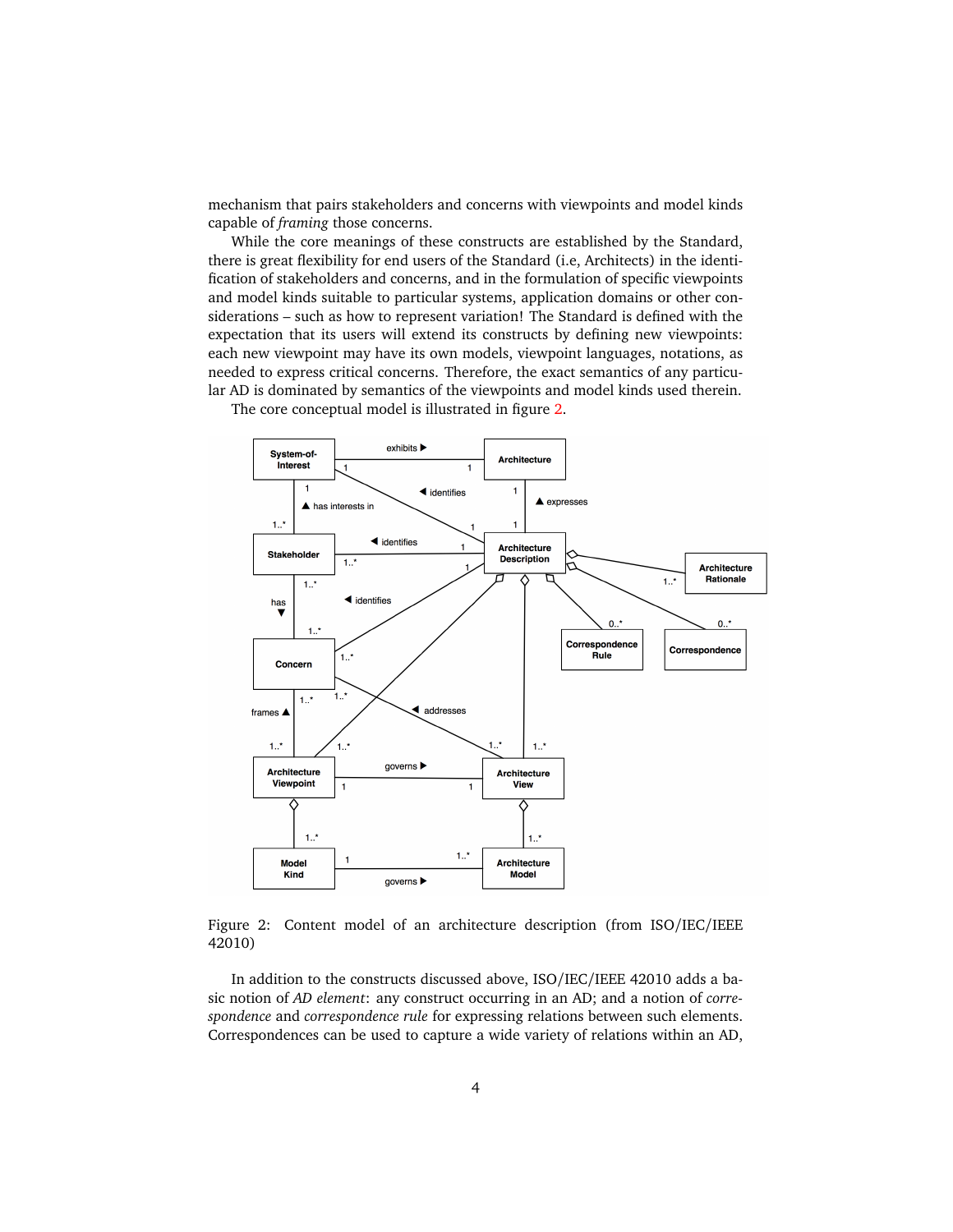mechanism that pairs stakeholders and concerns with viewpoints and model kinds capable of *framing* those concerns.

While the core meanings of these constructs are established by the Standard, there is great flexibility for end users of the Standard (i.e, Architects) in the identification of stakeholders and concerns, and in the formulation of specific viewpoints and model kinds suitable to particular systems, application domains or other considerations – such as how to represent variation! The Standard is defined with the expectation that its users will extend its constructs by defining new viewpoints: each new viewpoint may have its own models, viewpoint languages, notations, as needed to express critical concerns. Therefore, the exact semantics of any particular AD is dominated by semantics of the viewpoints and model kinds used therein.

The core conceptual model is illustrated in figure 2.

Figure 2: Content model of an architecture description (from ISO/IEC/IEEE 42010)

In addition to the constructs discussed above, ISO/IEC/IEEE 42010 adds a basic notion of *AD element*: any construct occurring in an AD; and a notion of *correspondence* and *correspondence rule* for expressing relations between such elements. Correspondences can be used to capture a wide variety of relations within an AD,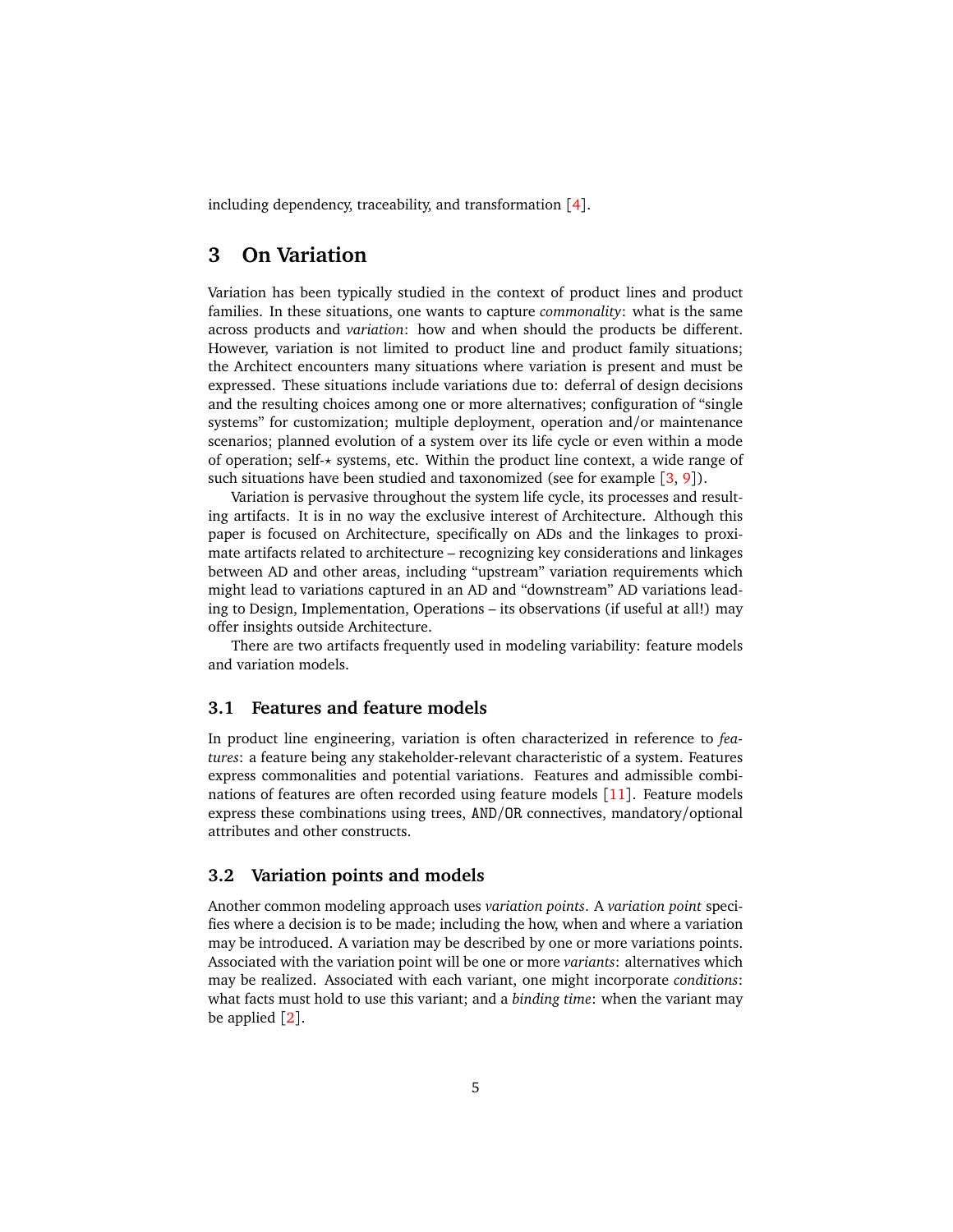including dependency, traceability, and transformation [4].

## 3 On Variation

Variation has been typically studied in the context of product lines and product families. In these situations, one wants to capture *commonality*: what is the same across products and *variation*: how and when should the products be different. However, variation is not limited to product line and product family situations; the Architect encounters many situations where variation is present and must be expressed. These situations include variations due to: deferral of design decisions and the resulting choices among one or more alternatives; configuration of "single systems" for customization; multiple deployment, operation and/or maintenance scenarios; planned evolution of a system over its life cycle or even within a mode of operation; self-$\star$ systems, etc. Within the product line context, a wide range of such situations have been studied and taxonomized (see for example [3, 9]).

Variation is pervasive throughout the system life cycle, its processes and resulting artifacts. It is in no way the exclusive interest of Architecture. Although this paper is focused on Architecture, specifically on ADs and the linkages to proximate artifacts related to architecture – recognizing key considerations and linkages between AD and other areas, including "upstream" variation requirements which might lead to variations captured in an AD and "downstream" AD variations leading to Design, Implementation, Operations – its observations (if useful at all!) may offer insights outside Architecture.

There are two artifacts frequently used in modeling variability: feature models and variation models.

### 3.1 Features and feature models

In product line engineering, variation is often characterized in reference to *features*: a feature being any stakeholder-relevant characteristic of a system. Features express commonalities and potential variations. Features and admissible combinations of features are often recorded using feature models [11]. Feature models express these combinations using trees, `AND`/`OR` connectives, mandatory/optional attributes and other constructs.

### 3.2 Variation points and models

Another common modeling approach uses *variation points*. A *variation point* specifies where a decision is to be made; including the how, when and where a variation may be introduced. A variation may be described by one or more variations points. Associated with the variation point will be one or more *variants*: alternatives which may be realized. Associated with each variant, one might incorporate *conditions*: what facts must hold to use this variant; and a *binding time*: when the variant may be applied [2].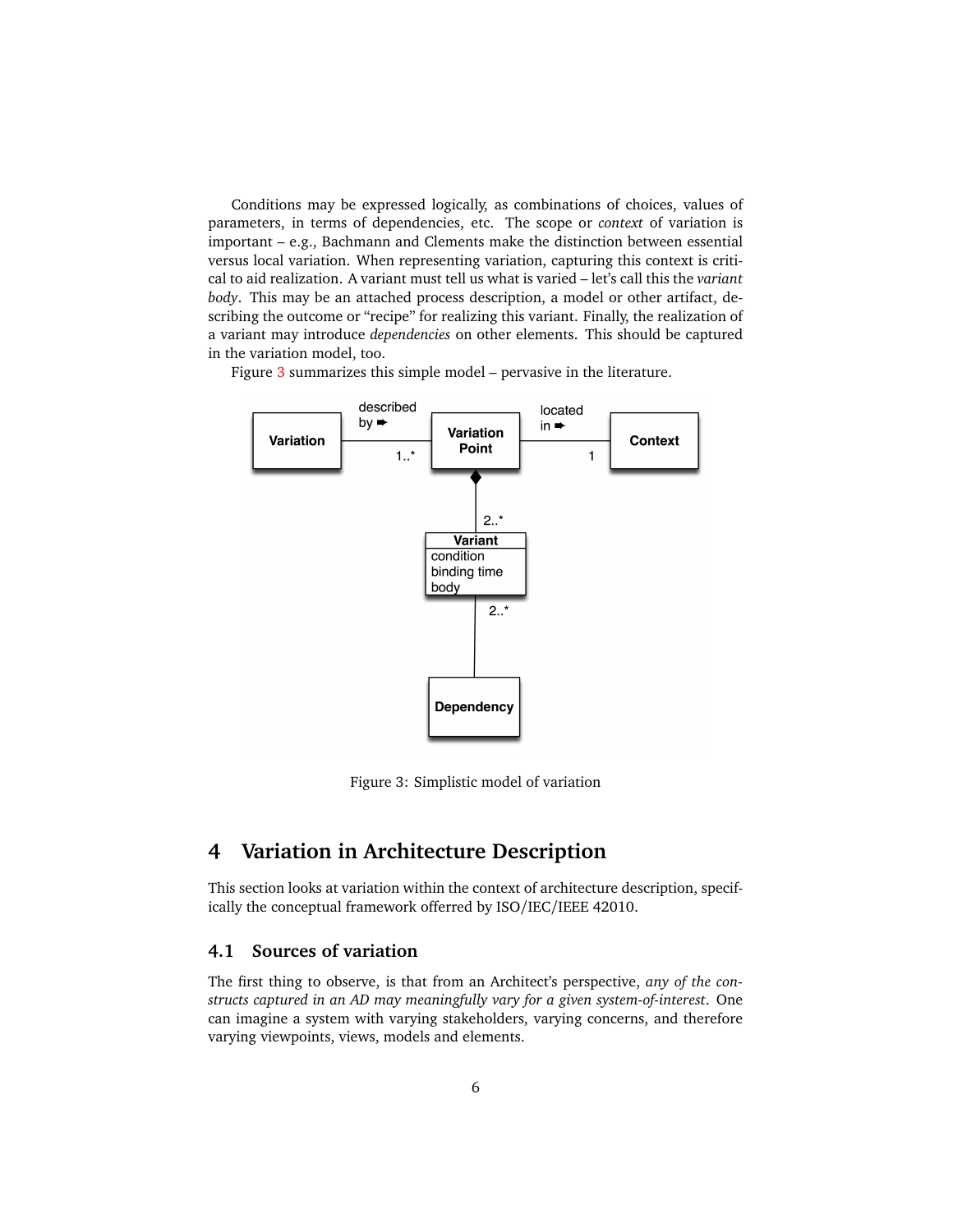Conditions may be expressed logically, as combinations of choices, values of parameters, in terms of dependencies, etc. The scope or *context* of variation is important – e.g., Bachmann and Clements make the distinction between essential versus local variation. When representing variation, capturing this context is critical to aid realization. A variant must tell us what is varied – let's call this the *variant body*. This may be an attached process description, a model or other artifact, describing the outcome or "recipe" for realizing this variant. Finally, the realization of a variant may introduce *dependencies* on other elements. This should be captured in the variation model, too.

Figure 3 summarizes this simple model – pervasive in the literature.

Figure 3: Simplistic model of variation

# 4 Variation in Architecture Description

This section looks at variation within the context of architecture description, specifically the conceptual framework offerred by ISO/IEC/IEEE 42010.

## 4.1 Sources of variation

The first thing to observe, is that from an Architect's perspective, *any of the constructs captured in an AD may meaningfully vary for a given system-of-interest*. One can imagine a system with varying stakeholders, varying concerns, and therefore varying viewpoints, views, models and elements.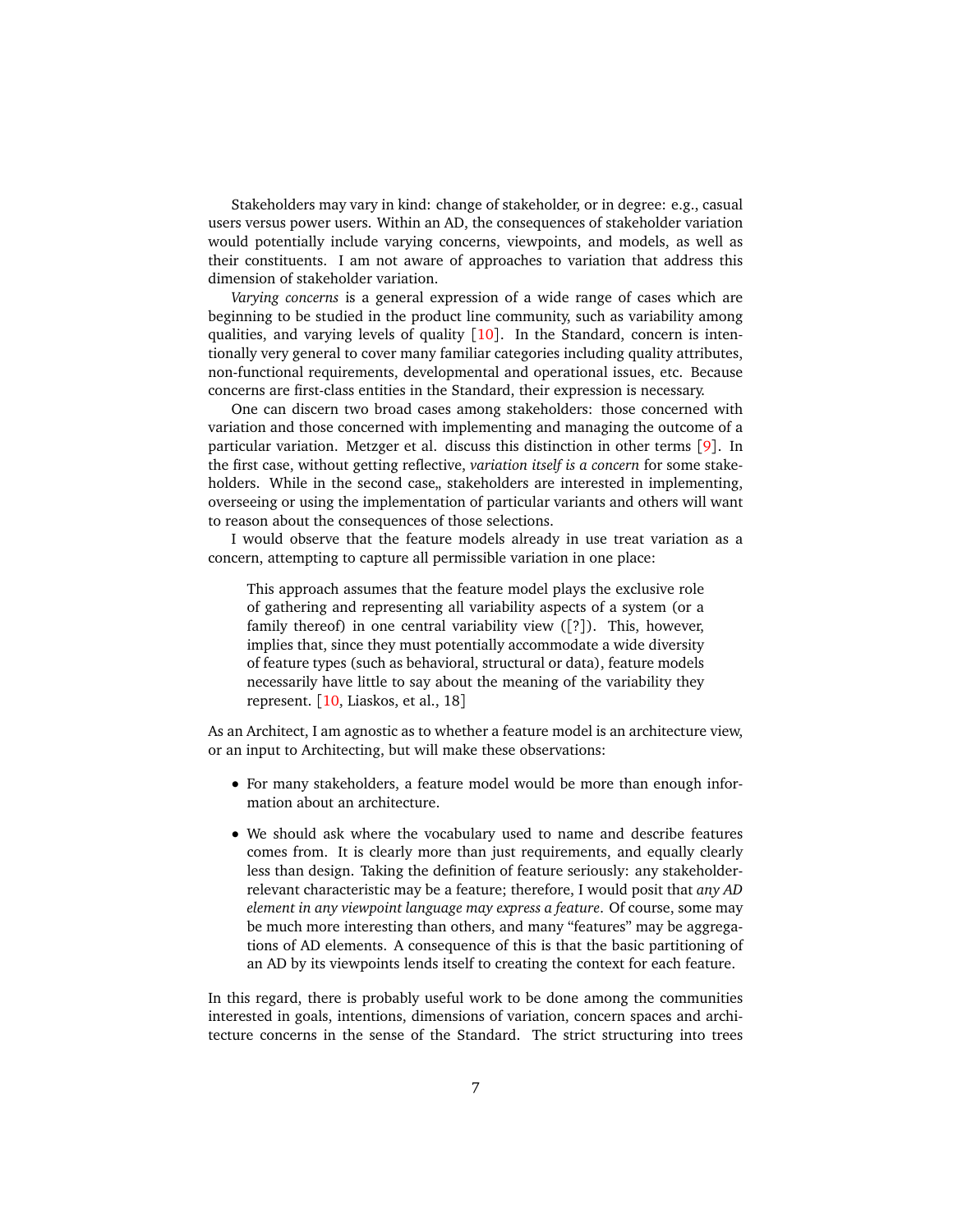Stakeholders may vary in kind: change of stakeholder, or in degree: e.g., casual users versus power users. Within an AD, the consequences of stakeholder variation would potentially include varying concerns, viewpoints, and models, as well as their constituents. I am not aware of approaches to variation that address this dimension of stakeholder variation.

*Varying concerns* is a general expression of a wide range of cases which are beginning to be studied in the product line community, such as variability among qualities, and varying levels of quality [10]. In the Standard, concern is intentionally very general to cover many familiar categories including quality attributes, non-functional requirements, developmental and operational issues, etc. Because concerns are first-class entities in the Standard, their expression is necessary.

One can discern two broad cases among stakeholders: those concerned with variation and those concerned with implementing and managing the outcome of a particular variation. Metzger et al. discuss this distinction in other terms [9]. In the first case, without getting reflective, *variation itself is a concern* for some stakeholders. While in the second case,, stakeholders are interested in implementing, overseeing or using the implementation of particular variants and others will want to reason about the consequences of those selections.

I would observe that the feature models already in use treat variation as a concern, attempting to capture all permissible variation in one place:

> This approach assumes that the feature model plays the exclusive role of gathering and representing all variability aspects of a system (or a family thereof) in one central variability view ([?]). This, however, implies that, since they must potentially accommodate a wide diversity of feature types (such as behavioral, structural or data), feature models necessarily have little to say about the meaning of the variability they represent. [10, Liaskos, et al., 18]

As an Architect, I am agnostic as to whether a feature model is an architecture view, or an input to Architecting, but will make these observations:

- For many stakeholders, a feature model would be more than enough information about an architecture.
- We should ask where the vocabulary used to name and describe features comes from. It is clearly more than just requirements, and equally clearly less than design. Taking the definition of feature seriously: any stakeholder-relevant characteristic may be a feature; therefore, I would posit that *any AD element in any viewpoint language may express a feature*. Of course, some may be much more interesting than others, and many "features" may be aggregations of AD elements. A consequence of this is that the basic partitioning of an AD by its viewpoints lends itself to creating the context for each feature.

In this regard, there is probably useful work to be done among the communities interested in goals, intentions, dimensions of variation, concern spaces and architecture concerns in the sense of the Standard. The strict structuring into trees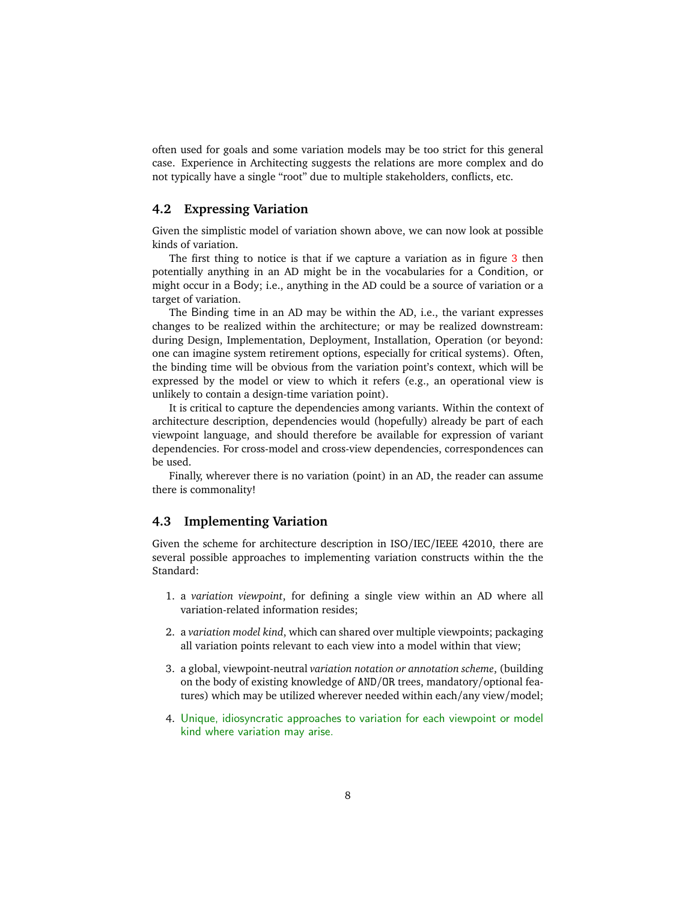often used for goals and some variation models may be too strict for this general case. Experience in Architecting suggests the relations are more complex and do not typically have a single "root" due to multiple stakeholders, conflicts, etc.

### 4.2 Expressing Variation

Given the simplistic model of variation shown above, we can now look at possible kinds of variation.

The first thing to notice is that if we capture a variation as in figure 3 then potentially anything in an AD might be in the vocabularies for a Condition, or might occur in a Body; i.e., anything in the AD could be a source of variation or a target of variation.

The Binding time in an AD may be within the AD, i.e., the variant expresses changes to be realized within the architecture; or may be realized downstream: during Design, Implementation, Deployment, Installation, Operation (or beyond: one can imagine system retirement options, especially for critical systems). Often, the binding time will be obvious from the variation point's context, which will be expressed by the model or view to which it refers (e.g., an operational view is unlikely to contain a design-time variation point).

It is critical to capture the dependencies among variants. Within the context of architecture description, dependencies would (hopefully) already be part of each viewpoint language, and should therefore be available for expression of variant dependencies. For cross-model and cross-view dependencies, correspondences can be used.

Finally, wherever there is no variation (point) in an AD, the reader can assume there is commonality!

### 4.3 Implementing Variation

Given the scheme for architecture description in ISO/IEC/IEEE 42010, there are several possible approaches to implementing variation constructs within the the Standard:

1. a *variation viewpoint*, for defining a single view within an AD where all variation-related information resides;

2. a *variation model kind*, which can shared over multiple viewpoints; packaging all variation points relevant to each view into a model within that view;

3. a global, viewpoint-neutral *variation notation or annotation scheme*, (building on the body of existing knowledge of AND/OR trees, mandatory/optional features) which may be utilized wherever needed within each/any view/model;

4. Unique, idiosyncratic approaches to variation for each viewpoint or model kind where variation may arise.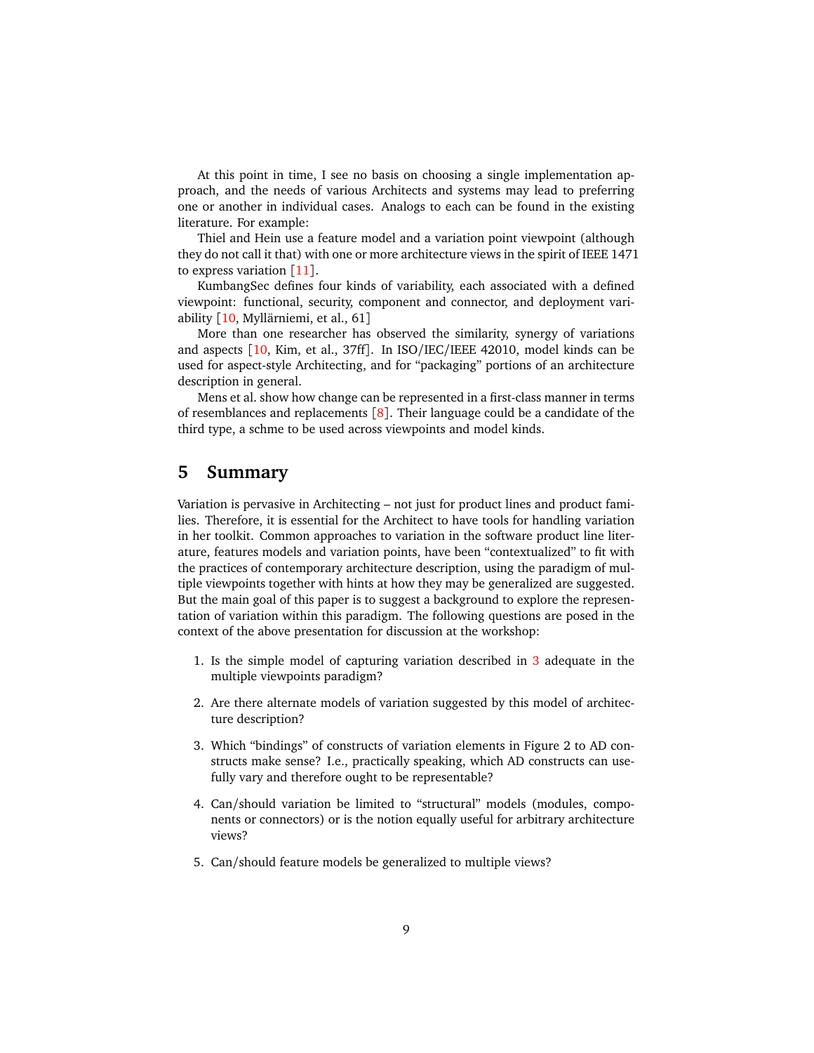At this point in time, I see no basis on choosing a single implementation approach, and the needs of various Architects and systems may lead to preferring one or another in individual cases. Analogs to each can be found in the existing literature. For example:

Thiel and Hein use a feature model and a variation point viewpoint (although they do not call it that) with one or more architecture views in the spirit of IEEE 1471 to express variation [11].

KumbangSec defines four kinds of variability, each associated with a defined viewpoint: functional, security, component and connector, and deployment variability [10, Myllärniemi, et al., 61]

More than one researcher has observed the similarity, synergy of variations and aspects [10, Kim, et al., 37ff]. In ISO/IEC/IEEE 42010, model kinds can be used for aspect-style Architecting, and for "packaging" portions of an architecture description in general.

Mens et al. show how change can be represented in a first-class manner in terms of resemblances and replacements [8]. Their language could be a candidate of the third type, a schme to be used across viewpoints and model kinds.

## 5 Summary

Variation is pervasive in Architecting – not just for product lines and product families. Therefore, it is essential for the Architect to have tools for handling variation in her toolkit. Common approaches to variation in the software product line literature, features models and variation points, have been "contextualized" to fit with the practices of contemporary architecture description, using the paradigm of multiple viewpoints together with hints at how they may be generalized are suggested. But the main goal of this paper is to suggest a background to explore the representation of variation within this paradigm. The following questions are posed in the context of the above presentation for discussion at the workshop:

1. Is the simple model of capturing variation described in 3 adequate in the multiple viewpoints paradigm?
2. Are there alternate models of variation suggested by this model of architecture description?
3. Which "bindings" of constructs of variation elements in Figure 2 to AD constructs make sense? I.e., practically speaking, which AD constructs can usefully vary and therefore ought to be representable?
4. Can/should variation be limited to "structural" models (modules, components or connectors) or is the notion equally useful for arbitrary architecture views?
5. Can/should feature models be generalized to multiple views?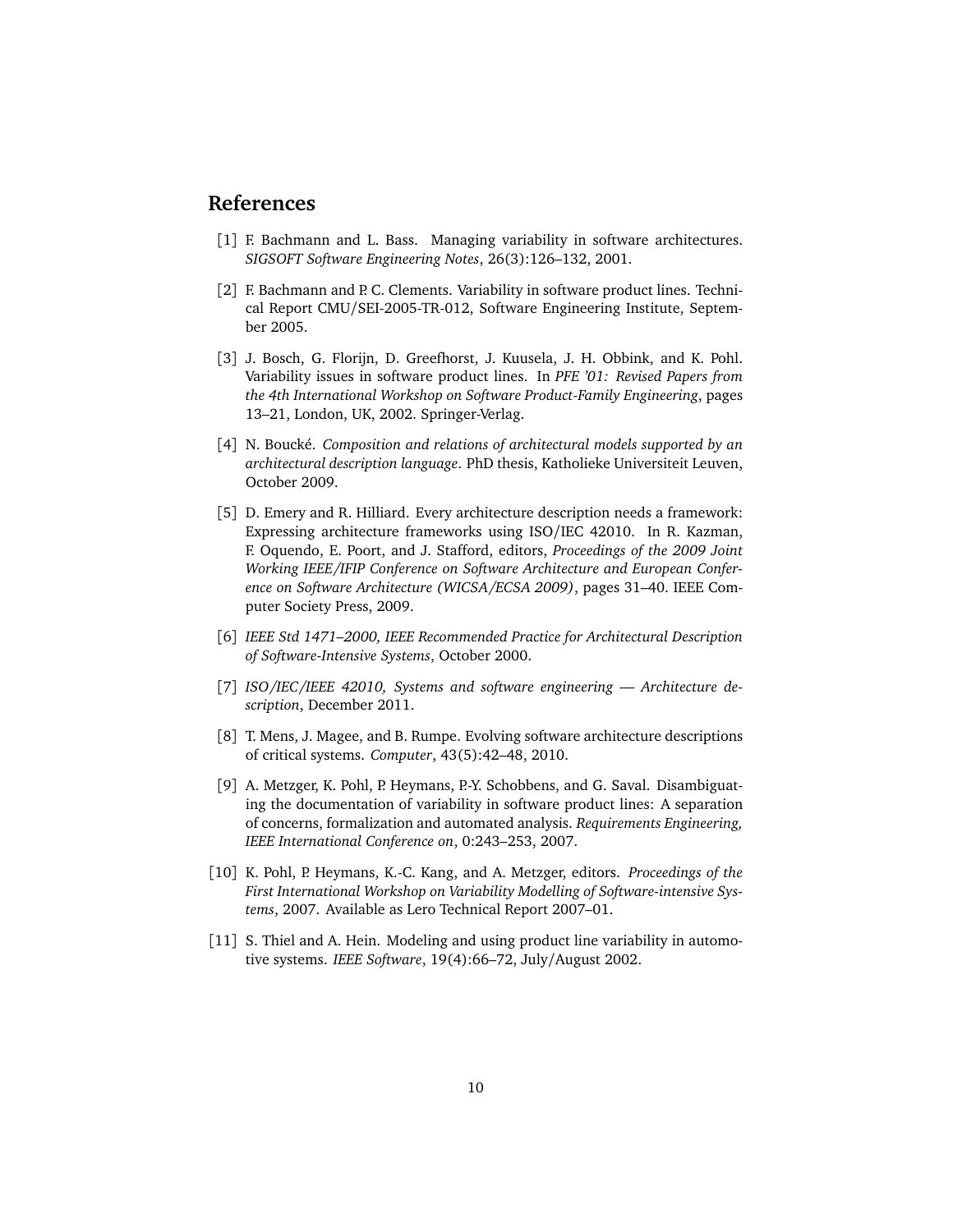## References

[1] F. Bachmann and L. Bass. Managing variability in software architectures. *SIGSOFT Software Engineering Notes*, 26(3):126–132, 2001.

[2] F. Bachmann and P. C. Clements. Variability in software product lines. Technical Report CMU/SEI-2005-TR-012, Software Engineering Institute, September 2005.

[3] J. Bosch, G. Florijn, D. Greefhorst, J. Kuusela, J. H. Obbink, and K. Pohl. Variability issues in software product lines. In *PFE '01: Revised Papers from the 4th International Workshop on Software Product-Family Engineering*, pages 13–21, London, UK, 2002. Springer-Verlag.

[4] N. Boucké. *Composition and relations of architectural models supported by an architectural description language*. PhD thesis, Katholieke Universiteit Leuven, October 2009.

[5] D. Emery and R. Hilliard. Every architecture description needs a framework: Expressing architecture frameworks using ISO/IEC 42010. In R. Kazman, F. Oquendo, E. Poort, and J. Stafford, editors, *Proceedings of the 2009 Joint Working IEEE/IFIP Conference on Software Architecture and European Conference on Software Architecture (WICSA/ECSA 2009)*, pages 31–40. IEEE Computer Society Press, 2009.

[6] *IEEE Std 1471–2000, IEEE Recommended Practice for Architectural Description of Software-Intensive Systems*, October 2000.

[7] *ISO/IEC/IEEE 42010, Systems and software engineering — Architecture description*, December 2011.

[8] T. Mens, J. Magee, and B. Rumpe. Evolving software architecture descriptions of critical systems. *Computer*, 43(5):42–48, 2010.

[9] A. Metzger, K. Pohl, P. Heymans, P.-Y. Schobbens, and G. Saval. Disambiguating the documentation of variability in software product lines: A separation of concerns, formalization and automated analysis. *Requirements Engineering, IEEE International Conference on*, 0:243–253, 2007.

[10] K. Pohl, P. Heymans, K.-C. Kang, and A. Metzger, editors. *Proceedings of the First International Workshop on Variability Modelling of Software-intensive Systems*, 2007. Available as Lero Technical Report 2007–01.

[11] S. Thiel and A. Hein. Modeling and using product line variability in automotive systems. *IEEE Software*, 19(4):66–72, July/August 2002.